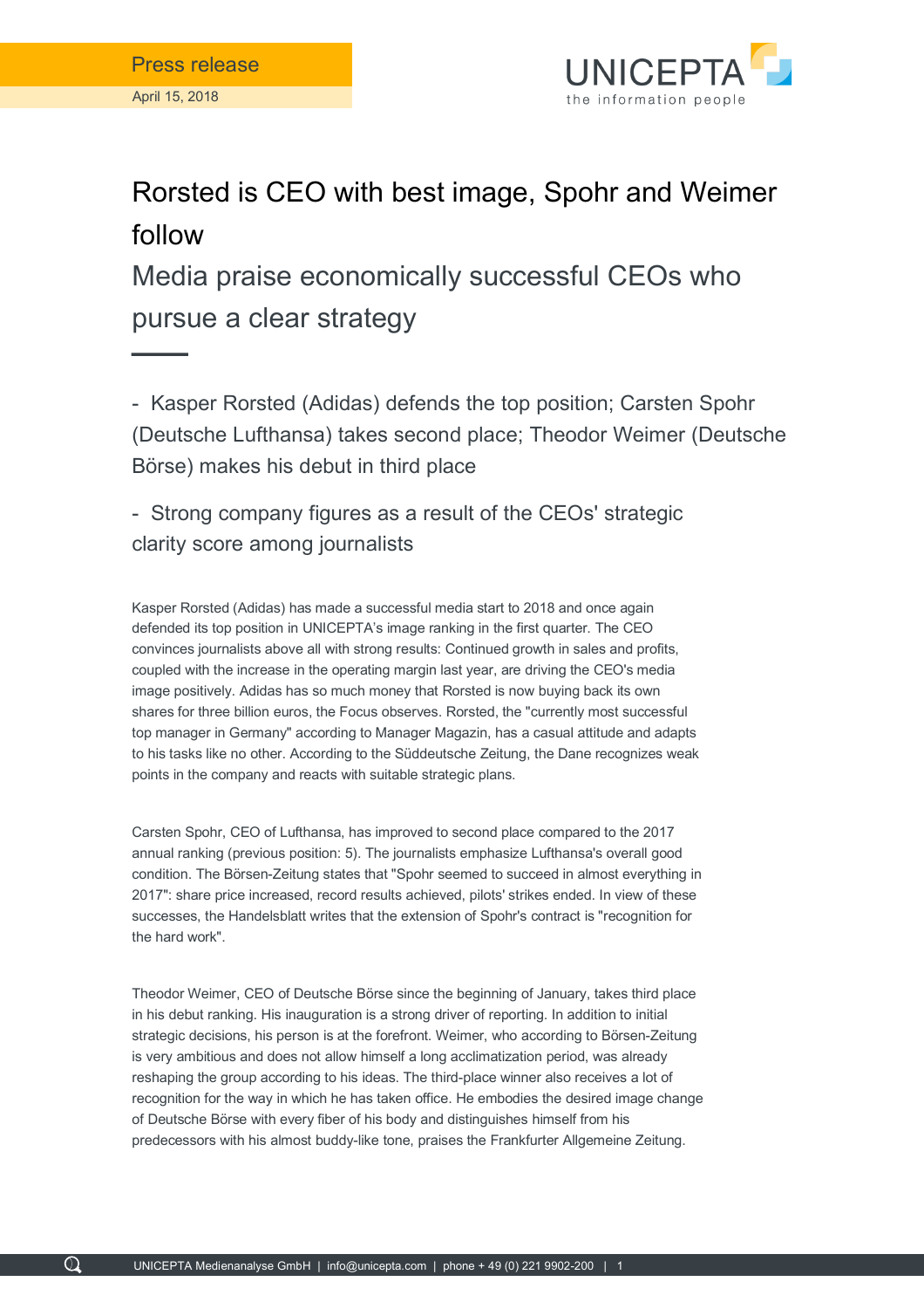Press release

April 15, 2018

# Rorsted is CEO with best image, Spohr and Weimer follow

## Media praise economically successful CEOs who pursue a clear strategy

- Kasper Rorsted (Adidas) defends the top position; Carsten Spohr (Deutsche Lufthansa) takes second place; Theodor Weimer (Deutsche Börse) makes his debut in third place
- Strong company figures as a result of the CEOs' strategic clarity score among journalists

Kasper Rorsted (Adidas) has made a successful media start to 2018 and once again defended its top position in UNICEPTA's image ranking in the first quarter. The CEO convinces journalists above all with strong results: Continued growth in sales and profits, coupled with the increase in the operating margin last year, are driving the CEO's media image positively. Adidas has so much money that Rorsted is now buying back its own shares for three billion euros, the Focus observes. Rorsted, the "currently most successful top manager in Germany" according to Manager Magazin, has a casual attitude and adapts to his tasks like no other. According to the Süddeutsche Zeitung, the Dane recognizes weak points in the company and reacts with suitable strategic plans.

Carsten Spohr, CEO of Lufthansa, has improved to second place compared to the 2017 annual ranking (previous position: 5). The journalists emphasize Lufthansa's overall good condition. The Börsen-Zeitung states that "Spohr seemed to succeed in almost everything in 2017": share price increased, record results achieved, pilots' strikes ended. In view of these successes, the Handelsblatt writes that the extension of Spohr's contract is "recognition for the hard work".

Theodor Weimer, CEO of Deutsche Börse since the beginning of January, takes third place in his debut ranking. His inauguration is a strong driver of reporting. In addition to initial strategic decisions, his person is at the forefront. Weimer, who according to Börsen-Zeitung is very ambitious and does not allow himself a long acclimatization period, was already reshaping the group according to his ideas. The third-place winner also receives a lot of recognition for the way in which he has taken office. He embodies the desired image change of Deutsche Börse with every fiber of his body and distinguishes himself from his predecessors with his almost buddy-like tone, praises the Frankfurter Allgemeine Zeitung.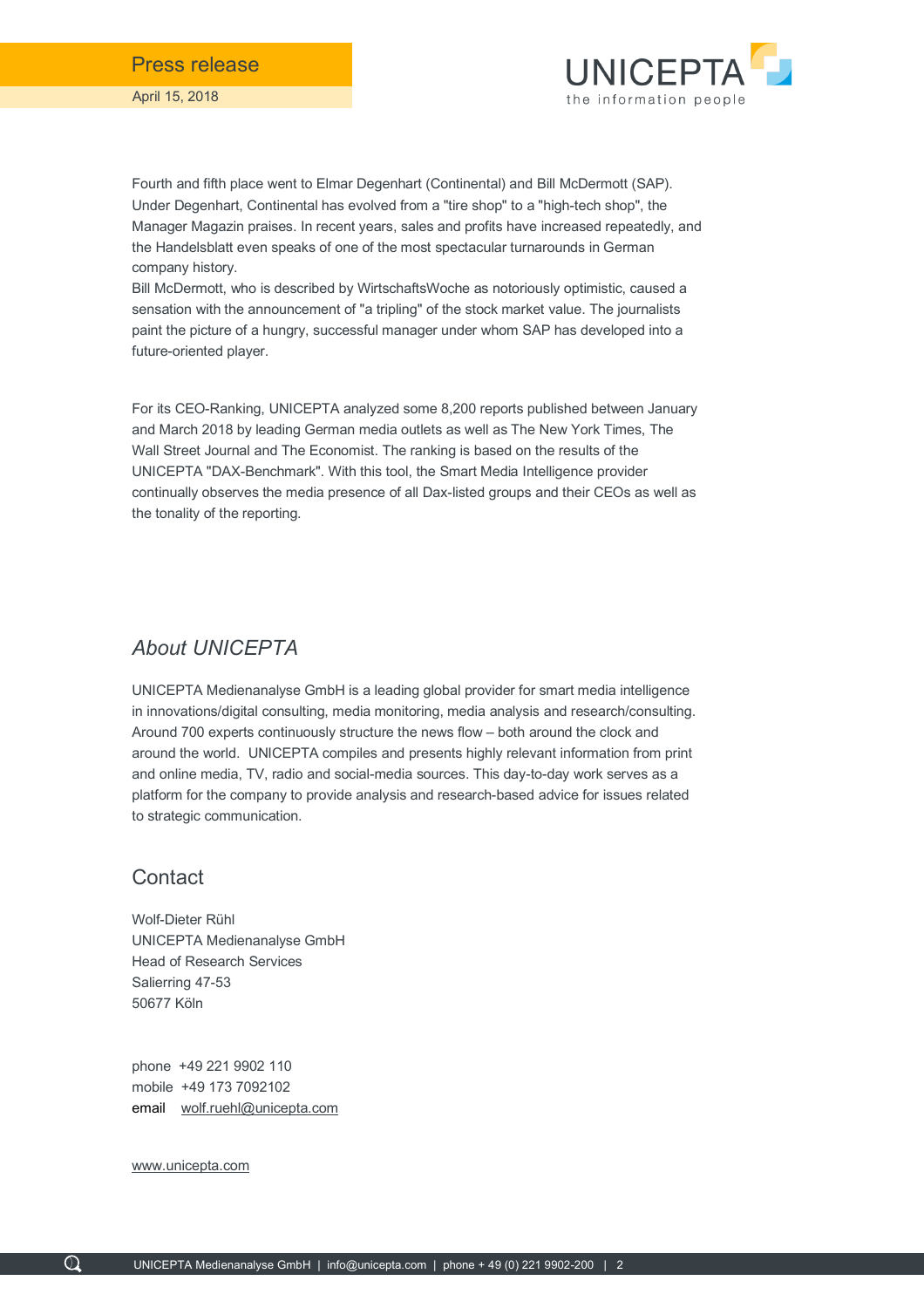Fourth and fifth place went to Elmar Degenhart (Continental) and Bill McDermott (SAP). Under Degenhart, Continental has evolved from a "tire shop" to a "high-tech shop", the Manager Magazin praises. In recent years, sales and profits have increased repeatedly, and the Handelsblatt even speaks of one of the most spectacular turnarounds in German company history.
Bill McDermott, who is described by WirtschaftsWoche as notoriously optimistic, caused a sensation with the announcement of "a tripling" of the stock market value. The journalists paint the picture of a hungry, successful manager under whom SAP has developed into a future-oriented player.

For its CEO-Ranking, UNICEPTA analyzed some 8,200 reports published between January and March 2018 by leading German media outlets as well as The New York Times, The Wall Street Journal and The Economist. The ranking is based on the results of the UNICEPTA "DAX-Benchmark". With this tool, the Smart Media Intelligence provider continually observes the media presence of all Dax-listed groups and their CEOs as well as the tonality of the reporting.

## *About UNICEPTA*

UNICEPTA Medienanalyse GmbH is a leading global provider for smart media intelligence in innovations/digital consulting, media monitoring, media analysis and research/consulting. Around 700 experts continuously structure the news flow – both around the clock and around the world. UNICEPTA compiles and presents highly relevant information from print and online media, TV, radio and social-media sources. This day-to-day work serves as a platform for the company to provide analysis and research-based advice for issues related to strategic communication.

## Contact

Wolf-Dieter Rühl
UNICEPTA Medienanalyse GmbH
Head of Research Services
Salierring 47-53
50677 Köln

phone +49 221 9902 110
mobile +49 173 7092102
email wolf.ruehl@unicepta.com

www.unicepta.com